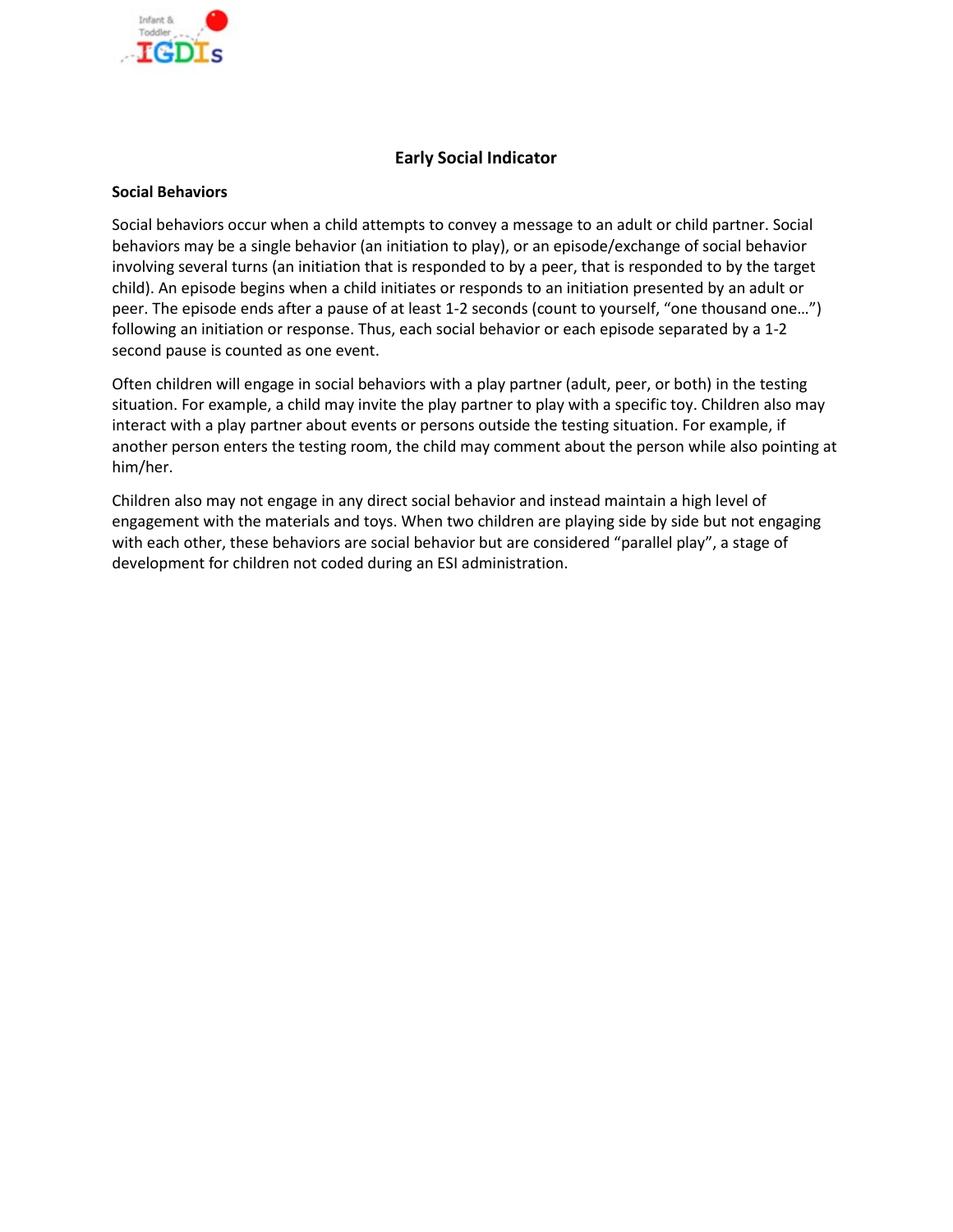# Early Social Indicator

## Social Behaviors

Social behaviors occur when a child attempts to convey a message to an adult or child partner. Social behaviors may be a single behavior (an initiation to play), or an episode/exchange of social behavior involving several turns (an initiation that is responded to by a peer, that is responded to by the target child). An episode begins when a child initiates or responds to an initiation presented by an adult or peer. The episode ends after a pause of at least 1-2 seconds (count to yourself, "one thousand one…") following an initiation or response. Thus, each social behavior or each episode separated by a 1-2 second pause is counted as one event.

Often children will engage in social behaviors with a play partner (adult, peer, or both) in the testing situation. For example, a child may invite the play partner to play with a specific toy. Children also may interact with a play partner about events or persons outside the testing situation. For example, if another person enters the testing room, the child may comment about the person while also pointing at him/her.

Children also may not engage in any direct social behavior and instead maintain a high level of engagement with the materials and toys. When two children are playing side by side but not engaging with each other, these behaviors are social behavior but are considered "parallel play", a stage of development for children not coded during an ESI administration.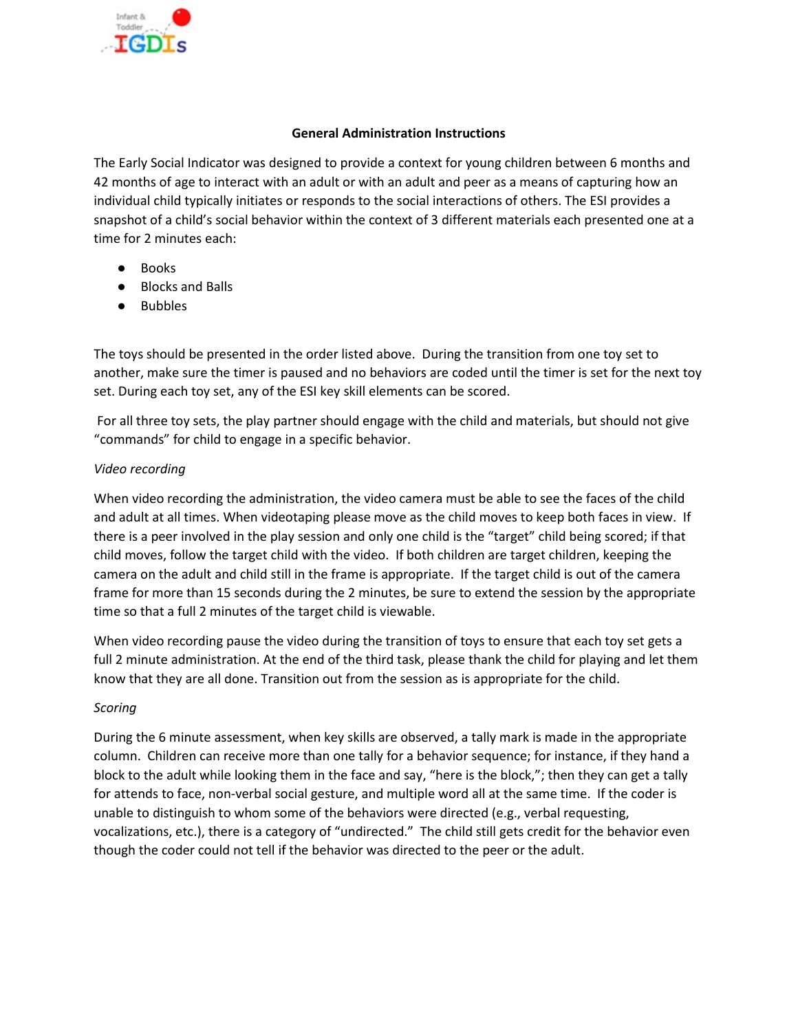## General Administration Instructions

The Early Social Indicator was designed to provide a context for young children between 6 months and 42 months of age to interact with an adult or with an adult and peer as a means of capturing how an individual child typically initiates or responds to the social interactions of others. The ESI provides a snapshot of a child's social behavior within the context of 3 different materials each presented one at a time for 2 minutes each:

- Books
- Blocks and Balls
- Bubbles

The toys should be presented in the order listed above. During the transition from one toy set to another, make sure the timer is paused and no behaviors are coded until the timer is set for the next toy set. During each toy set, any of the ESI key skill elements can be scored.

For all three toy sets, the play partner should engage with the child and materials, but should not give "commands" for child to engage in a specific behavior.

*Video recording*

When video recording the administration, the video camera must be able to see the faces of the child and adult at all times. When videotaping please move as the child moves to keep both faces in view. If there is a peer involved in the play session and only one child is the "target" child being scored; if that child moves, follow the target child with the video. If both children are target children, keeping the camera on the adult and child still in the frame is appropriate. If the target child is out of the camera frame for more than 15 seconds during the 2 minutes, be sure to extend the session by the appropriate time so that a full 2 minutes of the target child is viewable.

When video recording pause the video during the transition of toys to ensure that each toy set gets a full 2 minute administration. At the end of the third task, please thank the child for playing and let them know that they are all done. Transition out from the session as is appropriate for the child.

*Scoring*

During the 6 minute assessment, when key skills are observed, a tally mark is made in the appropriate column. Children can receive more than one tally for a behavior sequence; for instance, if they hand a block to the adult while looking them in the face and say, "here is the block,"; then they can get a tally for attends to face, non-verbal social gesture, and multiple word all at the same time. If the coder is unable to distinguish to whom some of the behaviors were directed (e.g., verbal requesting, vocalizations, etc.), there is a category of "undirected." The child still gets credit for the behavior even though the coder could not tell if the behavior was directed to the peer or the adult.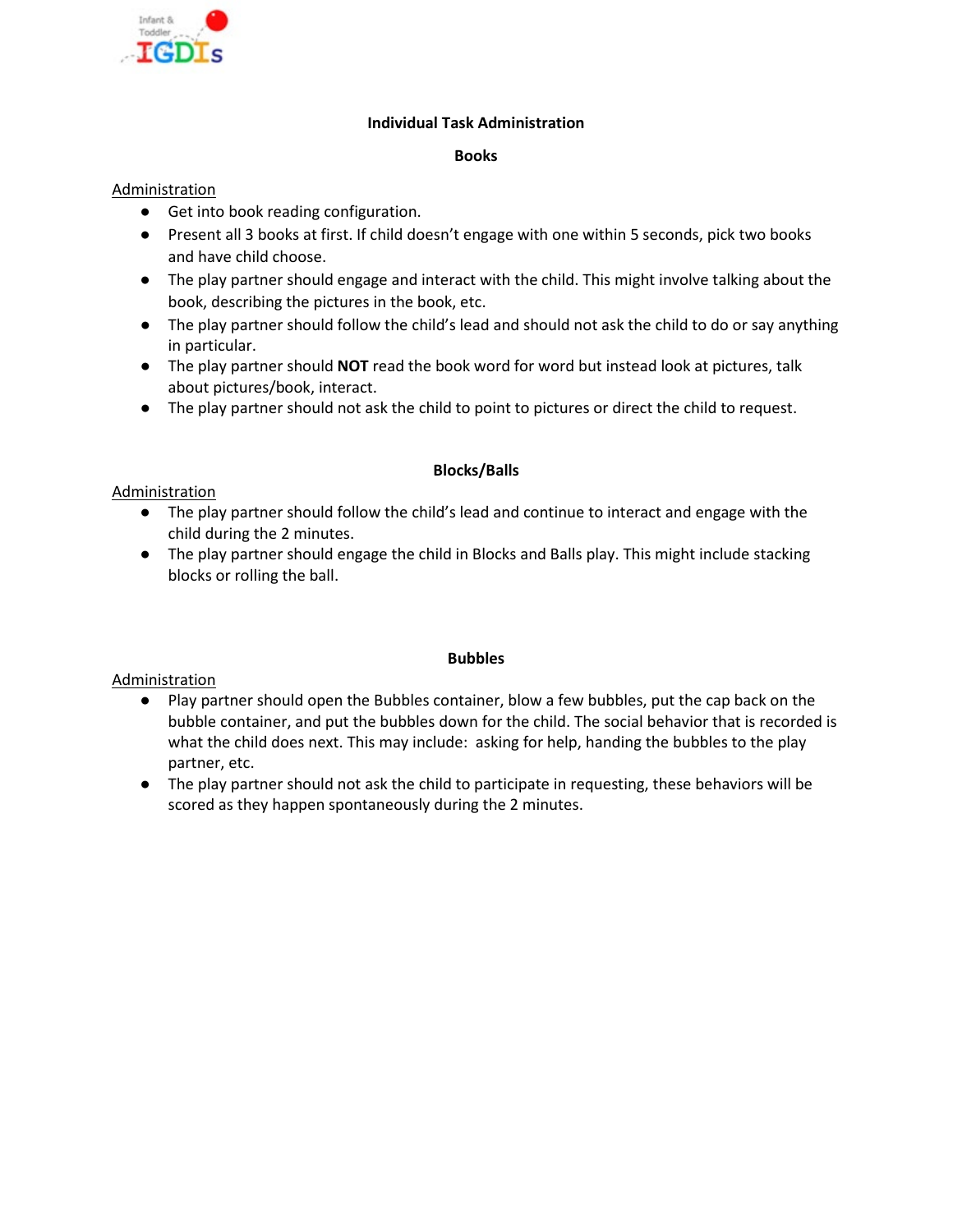## Individual Task Administration

### Books

Administration

- Get into book reading configuration.
- Present all 3 books at first. If child doesn't engage with one within 5 seconds, pick two books and have child choose.
- The play partner should engage and interact with the child. This might involve talking about the book, describing the pictures in the book, etc.
- The play partner should follow the child's lead and should not ask the child to do or say anything in particular.
- The play partner should **NOT** read the book word for word but instead look at pictures, talk about pictures/book, interact.
- The play partner should not ask the child to point to pictures or direct the child to request.

### Blocks/Balls

Administration

- The play partner should follow the child's lead and continue to interact and engage with the child during the 2 minutes.
- The play partner should engage the child in Blocks and Balls play. This might include stacking blocks or rolling the ball.

### Bubbles

Administration

- Play partner should open the Bubbles container, blow a few bubbles, put the cap back on the bubble container, and put the bubbles down for the child. The social behavior that is recorded is what the child does next. This may include: asking for help, handing the bubbles to the play partner, etc.
- The play partner should not ask the child to participate in requesting, these behaviors will be scored as they happen spontaneously during the 2 minutes.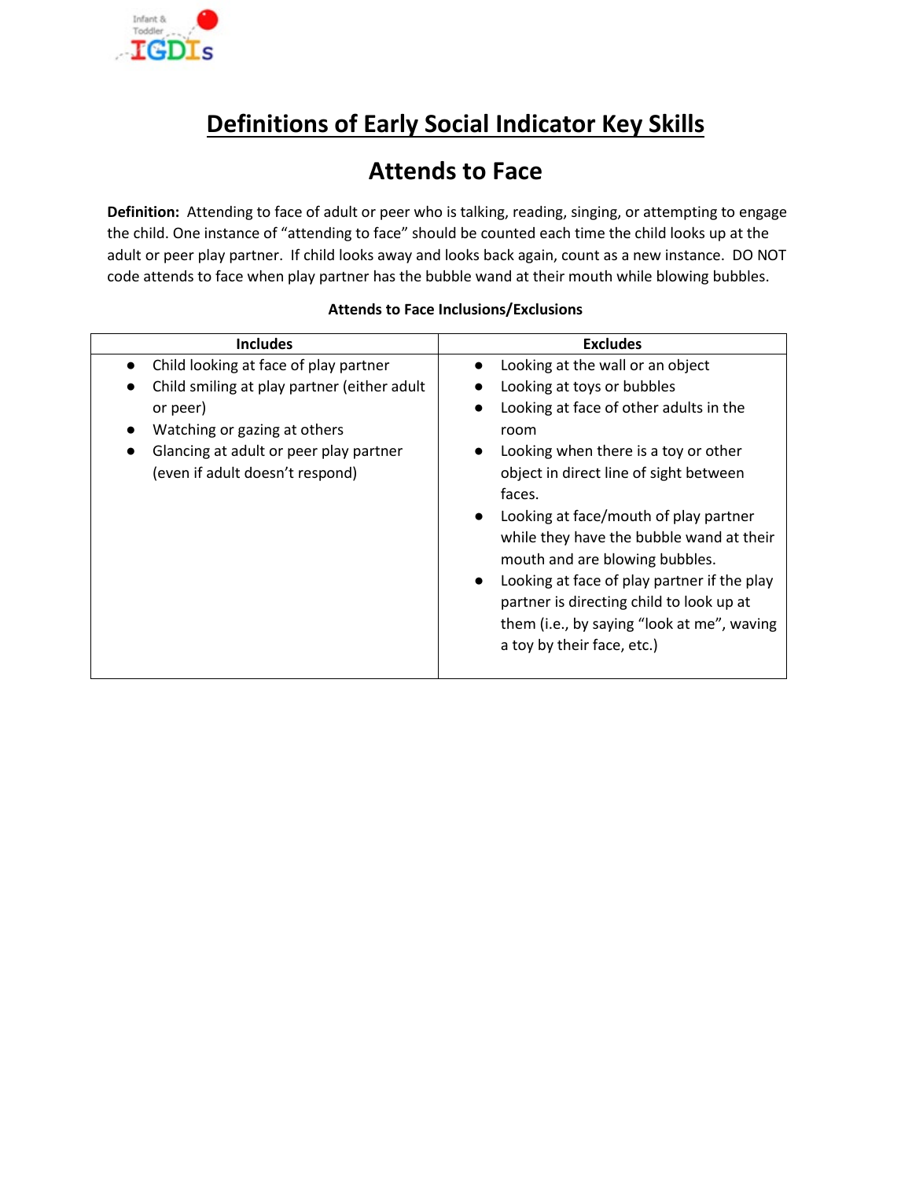# Definitions of Early Social Indicator Key Skills

## Attends to Face

**Definition:** Attending to face of adult or peer who is talking, reading, singing, or attempting to engage the child. One instance of "attending to face" should be counted each time the child looks up at the adult or peer play partner. If child looks away and looks back again, count as a new instance. DO NOT code attends to face when play partner has the bubble wand at their mouth while blowing bubbles.

**Attends to Face Inclusions/Exclusions**

| Includes | Excludes |
|---|---|
| • Child looking at face of play partner<br>• Child smiling at play partner (either adult or peer)<br>• Watching or gazing at others<br>• Glancing at adult or peer play partner (even if adult doesn't respond) | • Looking at the wall or an object<br>• Looking at toys or bubbles<br>• Looking at face of other adults in the room<br>• Looking when there is a toy or other object in direct line of sight between faces.<br>• Looking at face/mouth of play partner while they have the bubble wand at their mouth and are blowing bubbles.<br>• Looking at face of play partner if the play partner is directing child to look up at them (i.e., by saying "look at me", waving a toy by their face, etc.) |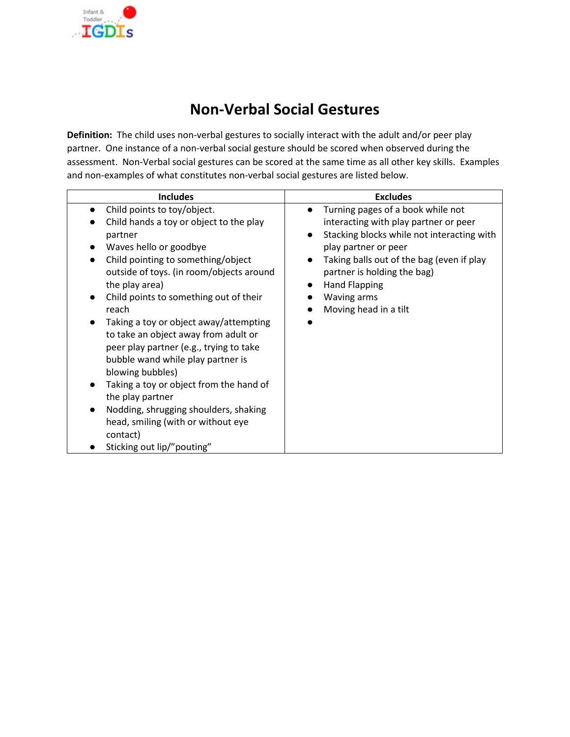# Non-Verbal Social Gestures

**Definition:** The child uses non-verbal gestures to socially interact with the adult and/or peer play partner. One instance of a non-verbal social gesture should be scored when observed during the assessment. Non-Verbal social gestures can be scored at the same time as all other key skills. Examples and non-examples of what constitutes non-verbal social gestures are listed below.

| Includes | Excludes |
|---|---|
| • Child points to toy/object.<br>• Child hands a toy or object to the play partner<br>• Waves hello or goodbye<br>• Child pointing to something/object outside of toys. (in room/objects around the play area)<br>• Child points to something out of their reach<br>• Taking a toy or object away/attempting to take an object away from adult or peer play partner (e.g., trying to take bubble wand while play partner is blowing bubbles)<br>• Taking a toy or object from the hand of the play partner<br>• Nodding, shrugging shoulders, shaking head, smiling (with or without eye contact)<br>• Sticking out lip/"pouting" | • Turning pages of a book while not interacting with play partner or peer<br>• Stacking blocks while not interacting with play partner or peer<br>• Taking balls out of the bag (even if play partner is holding the bag)<br>• Hand Flapping<br>• Waving arms<br>• Moving head in a tilt<br>• |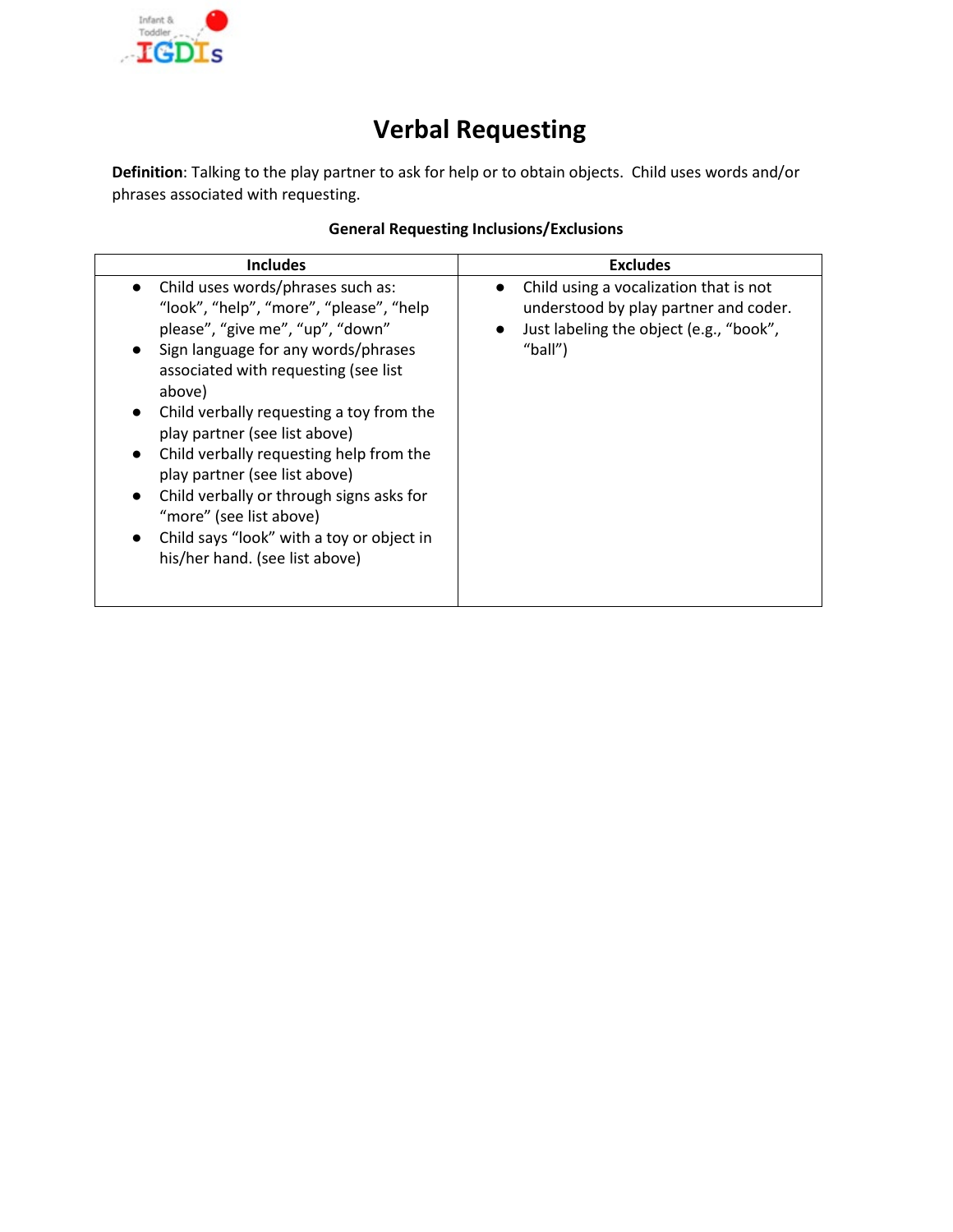# Verbal Requesting

**Definition**: Talking to the play partner to ask for help or to obtain objects. Child uses words and/or phrases associated with requesting.

**General Requesting Inclusions/Exclusions**

| Includes | Excludes |
|---|---|
| • Child uses words/phrases such as: "look", "help", "more", "please", "help please", "give me", "up", "down"<br>• Sign language for any words/phrases associated with requesting (see list above)<br>• Child verbally requesting a toy from the play partner (see list above)<br>• Child verbally requesting help from the play partner (see list above)<br>• Child verbally or through signs asks for "more" (see list above)<br>• Child says "look" with a toy or object in his/her hand. (see list above) | • Child using a vocalization that is not understood by play partner and coder.<br>• Just labeling the object (e.g., "book", "ball") |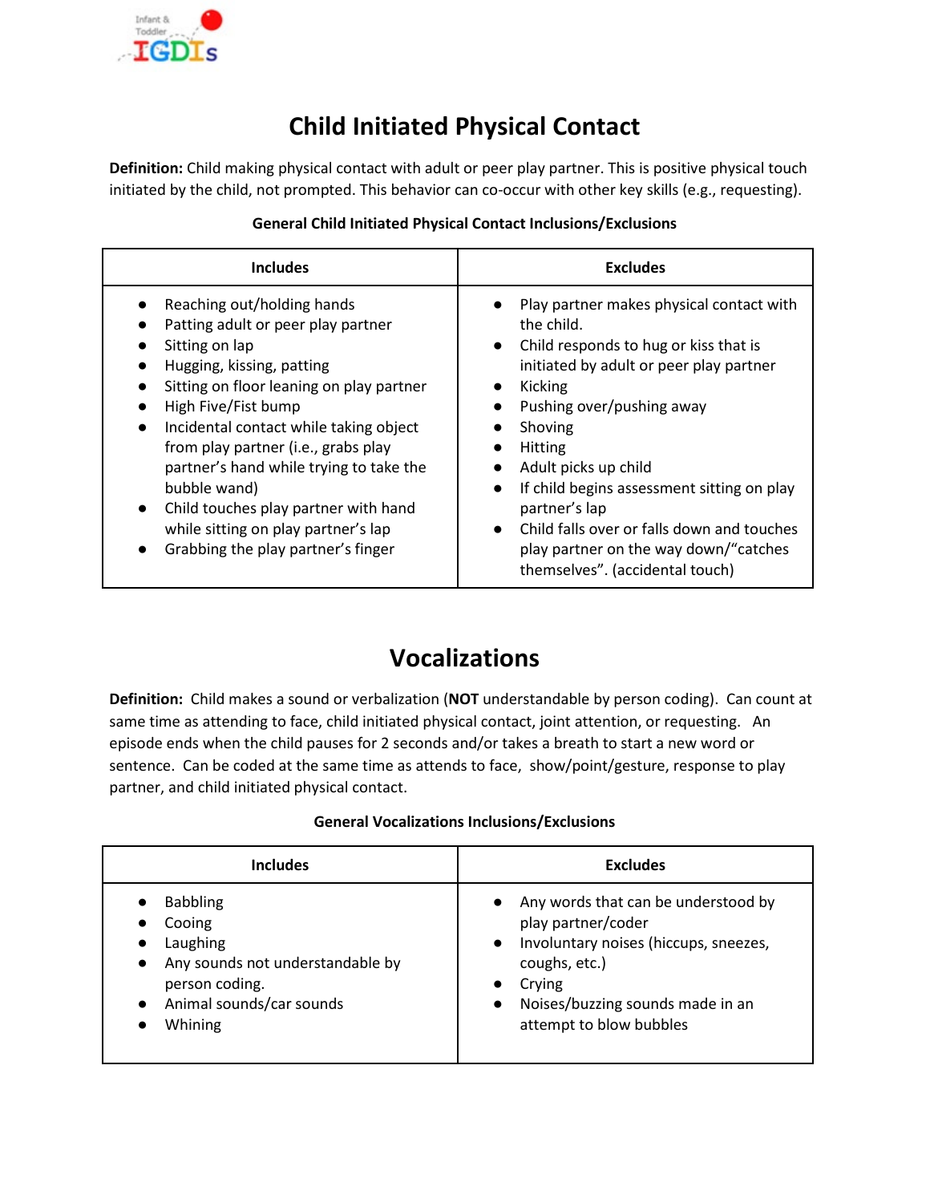# Child Initiated Physical Contact

**Definition:** Child making physical contact with adult or peer play partner. This is positive physical touch initiated by the child, not prompted. This behavior can co-occur with other key skills (e.g., requesting).

**General Child Initiated Physical Contact Inclusions/Exclusions**

| Includes | Excludes |
|---|---|
| • Reaching out/holding hands<br>• Patting adult or peer play partner<br>• Sitting on lap<br>• Hugging, kissing, patting<br>• Sitting on floor leaning on play partner<br>• High Five/Fist bump<br>• Incidental contact while taking object from play partner (i.e., grabs play partner's hand while trying to take the bubble wand)<br>• Child touches play partner with hand while sitting on play partner's lap<br>• Grabbing the play partner's finger | • Play partner makes physical contact with the child.<br>• Child responds to hug or kiss that is initiated by adult or peer play partner<br>• Kicking<br>• Pushing over/pushing away<br>• Shoving<br>• Hitting<br>• Adult picks up child<br>• If child begins assessment sitting on play partner's lap<br>• Child falls over or falls down and touches play partner on the way down/"catches themselves". (accidental touch) |

# Vocalizations

**Definition:** Child makes a sound or verbalization (**NOT** understandable by person coding). Can count at same time as attending to face, child initiated physical contact, joint attention, or requesting. An episode ends when the child pauses for 2 seconds and/or takes a breath to start a new word or sentence. Can be coded at the same time as attends to face, show/point/gesture, response to play partner, and child initiated physical contact.

**General Vocalizations Inclusions/Exclusions**

| Includes | Excludes |
|---|---|
| • Babbling<br>• Cooing<br>• Laughing<br>• Any sounds not understandable by person coding.<br>• Animal sounds/car sounds<br>• Whining | • Any words that can be understood by play partner/coder<br>• Involuntary noises (hiccups, sneezes, coughs, etc.)<br>• Crying<br>• Noises/buzzing sounds made in an attempt to blow bubbles |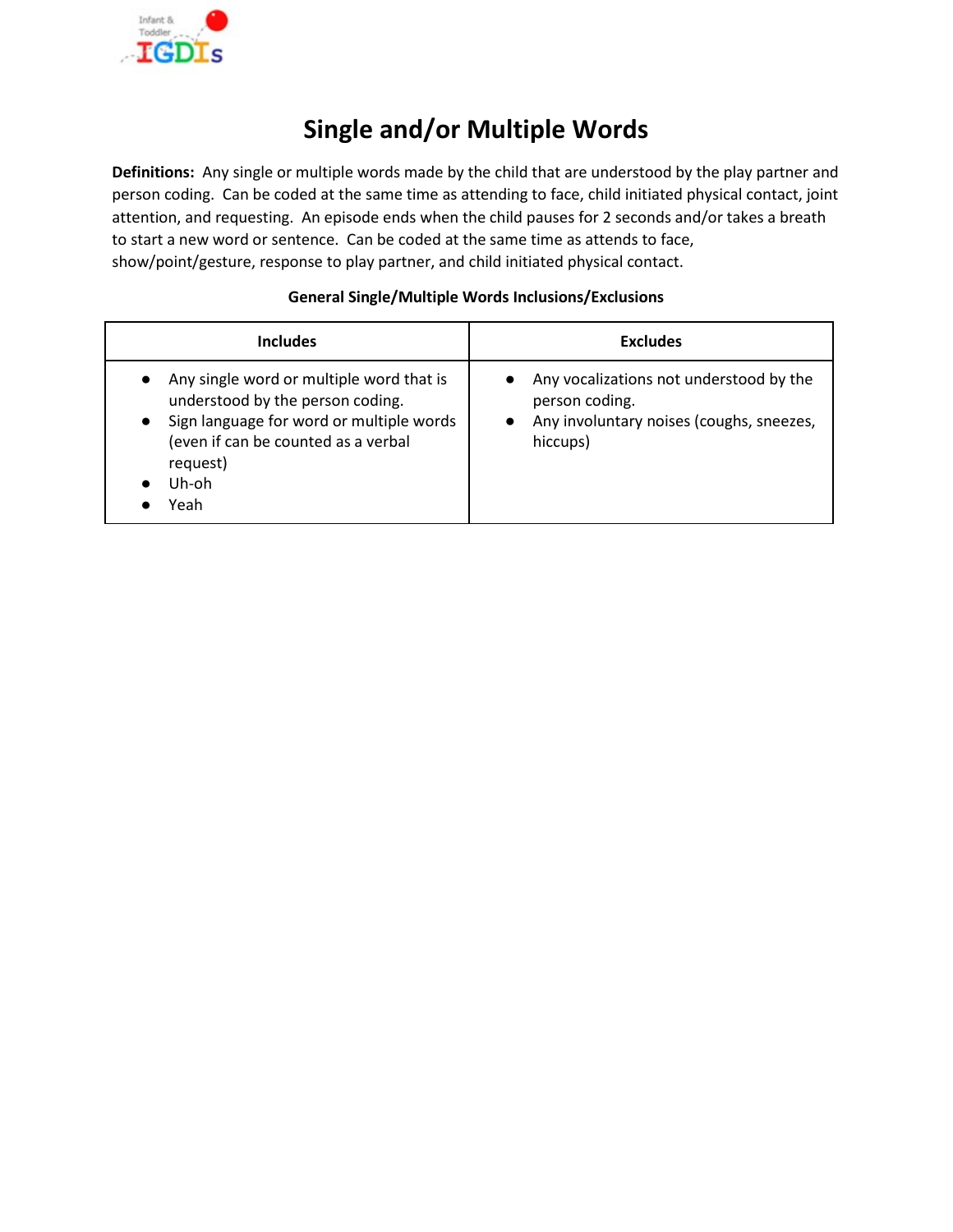# Single and/or Multiple Words

**Definitions:** Any single or multiple words made by the child that are understood by the play partner and person coding. Can be coded at the same time as attending to face, child initiated physical contact, joint attention, and requesting. An episode ends when the child pauses for 2 seconds and/or takes a breath to start a new word or sentence. Can be coded at the same time as attends to face, show/point/gesture, response to play partner, and child initiated physical contact.

**General Single/Multiple Words Inclusions/Exclusions**

| Includes | Excludes |
|---|---|
| • Any single word or multiple word that is understood by the person coding.<br>• Sign language for word or multiple words (even if can be counted as a verbal request)<br>• Uh-oh<br>• Yeah | • Any vocalizations not understood by the person coding.<br>• Any involuntary noises (coughs, sneezes, hiccups) |